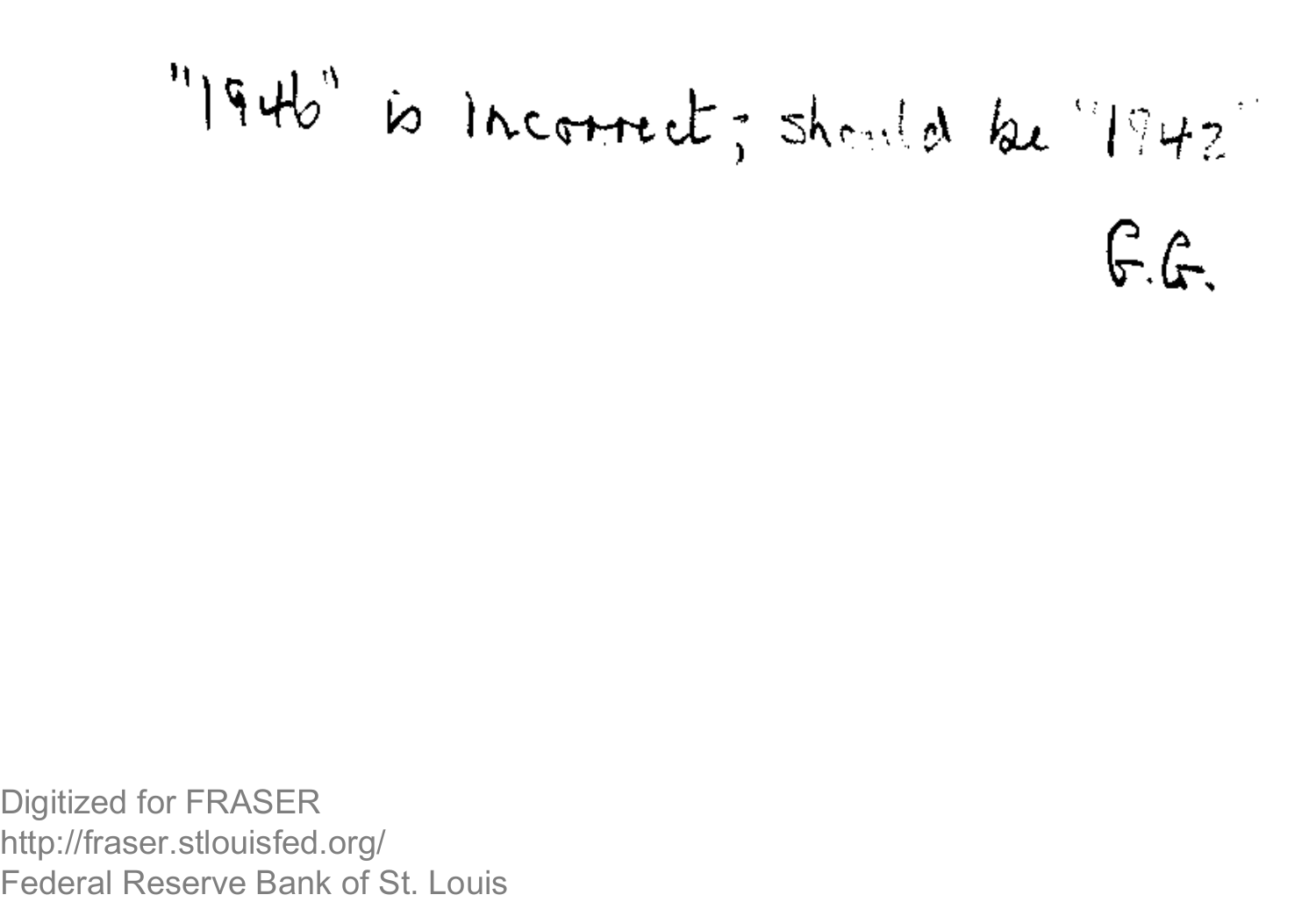"1946" is Incorrect; should be "1942"

G.G.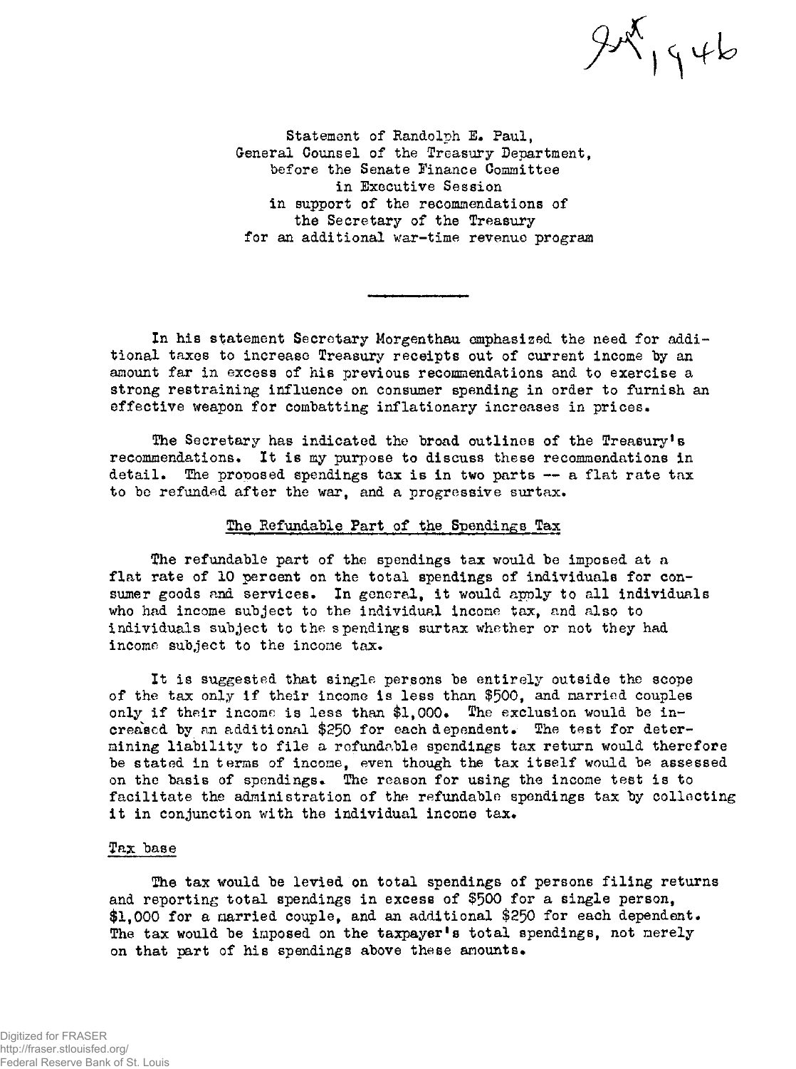Statement of Randolph E. Paul,
General Counsel of the Treasury Department,
before the Senate Finance Committee
in Executive Session
in support of the recommendations of
the Secretary of the Treasury
for an additional war-time revenue program

In his statement Secretary Morgenthau emphasized the need for additional taxes to increase Treasury receipts out of current income by an amount far in excess of his previous recommendations and to exercise a strong restraining influence on consumer spending in order to furnish an effective weapon for combatting inflationary increases in prices.

The Secretary has indicated the broad outlines of the Treasury's recommendations. It is my purpose to discuss these recommendations in detail. The proposed spendings tax is in two parts -- a flat rate tax to be refunded after the war, and a progressive surtax.

## The Refundable Part of the Spendings Tax

The refundable part of the spendings tax would be imposed at a flat rate of 10 percent on the total spendings of individuals for consumer goods and services. In general, it would apply to all individuals who had income subject to the individual income tax, and also to individuals subject to the spendings surtax whether or not they had income subject to the income tax.

It is suggested that single persons be entirely outside the scope of the tax only if their income is less than $500, and married couples only if their income is less than $1,000. The exclusion would be increased by an additional $250 for each dependent. The test for determining liability to file a refundable spendings tax return would therefore be stated in terms of income, even though the tax itself would be assessed on the basis of spendings. The reason for using the income test is to facilitate the administration of the refundable spendings tax by collecting it in conjunction with the individual income tax.

### Tax base

The tax would be levied on total spendings of persons filing returns and reporting total spendings in excess of $500 for a single person, $1,000 for a married couple, and an additional $250 for each dependent. The tax would be imposed on the taxpayer's total spendings, not merely on that part of his spendings above these amounts.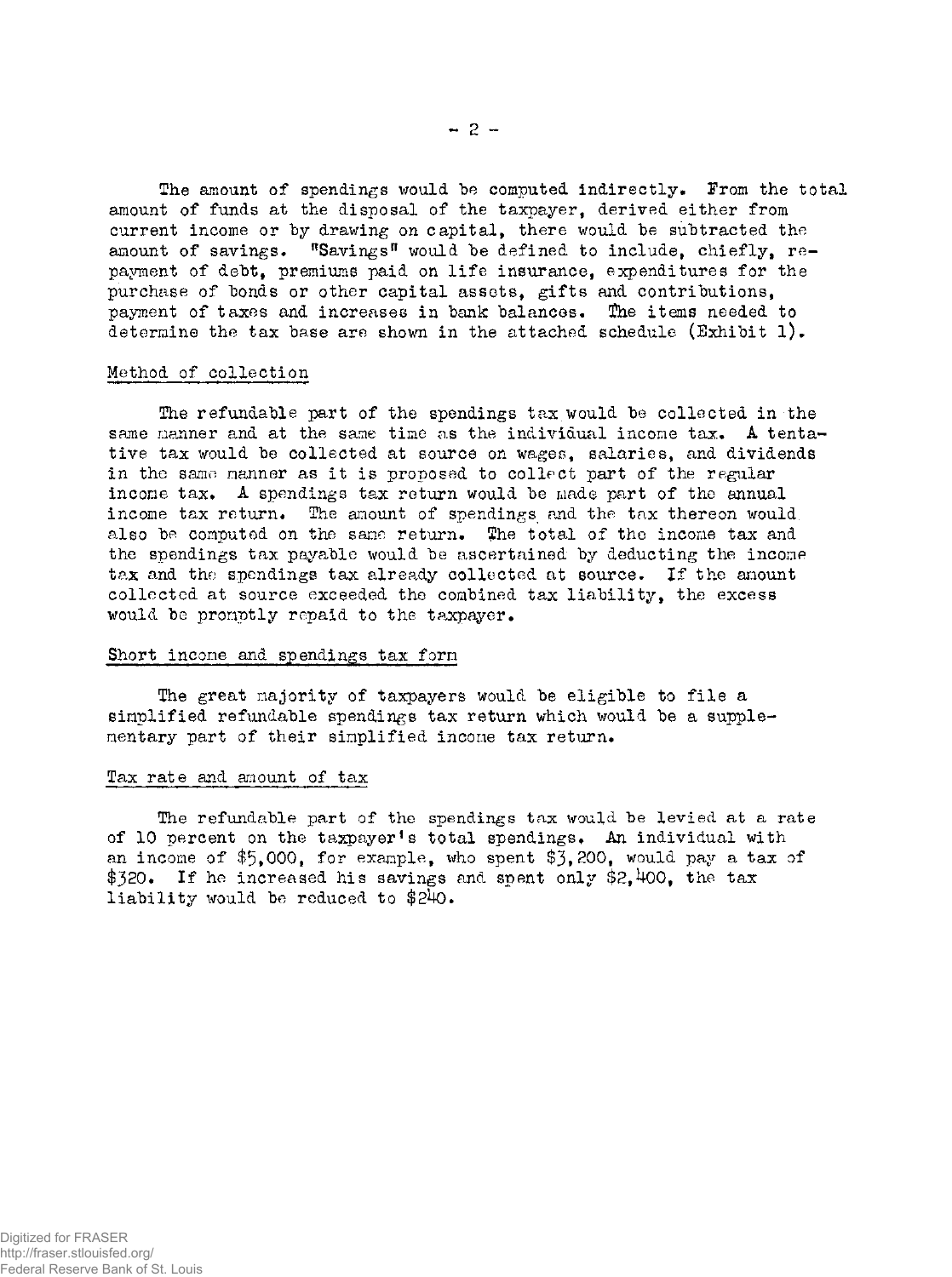The amount of spendings would be computed indirectly. From the total amount of funds at the disposal of the taxpayer, derived either from current income or by drawing on capital, there would be subtracted the amount of savings. "Savings" would be defined to include, chiefly, repayment of debt, premiums paid on life insurance, expenditures for the purchase of bonds or other capital assets, gifts and contributions, payment of taxes and increases in bank balances. The items needed to determine the tax base are shown in the attached schedule (Exhibit 1).

## Method of collection

The refundable part of the spendings tax would be collected in the same manner and at the same time as the individual income tax. A tentative tax would be collected at source on wages, salaries, and dividends in the same manner as it is proposed to collect part of the regular income tax. A spendings tax return would be made part of the annual income tax return. The amount of spendings and the tax thereon would also be computed on the same return. The total of the income tax and the spendings tax payable would be ascertained by deducting the income tax and the spendings tax already collected at source. If the amount collected at source exceeded the combined tax liability, the excess would be promptly repaid to the taxpayer.

## Short income and spendings tax form

The great majority of taxpayers would be eligible to file a simplified refundable spendings tax return which would be a supplementary part of their simplified income tax return.

## Tax rate and amount of tax

The refundable part of the spendings tax would be levied at a rate of 10 percent on the taxpayer's total spendings. An individual with an income of $5,000, for example, who spent $3,200, would pay a tax of $320. If he increased his savings and spent only $2,400, the tax liability would be reduced to $240.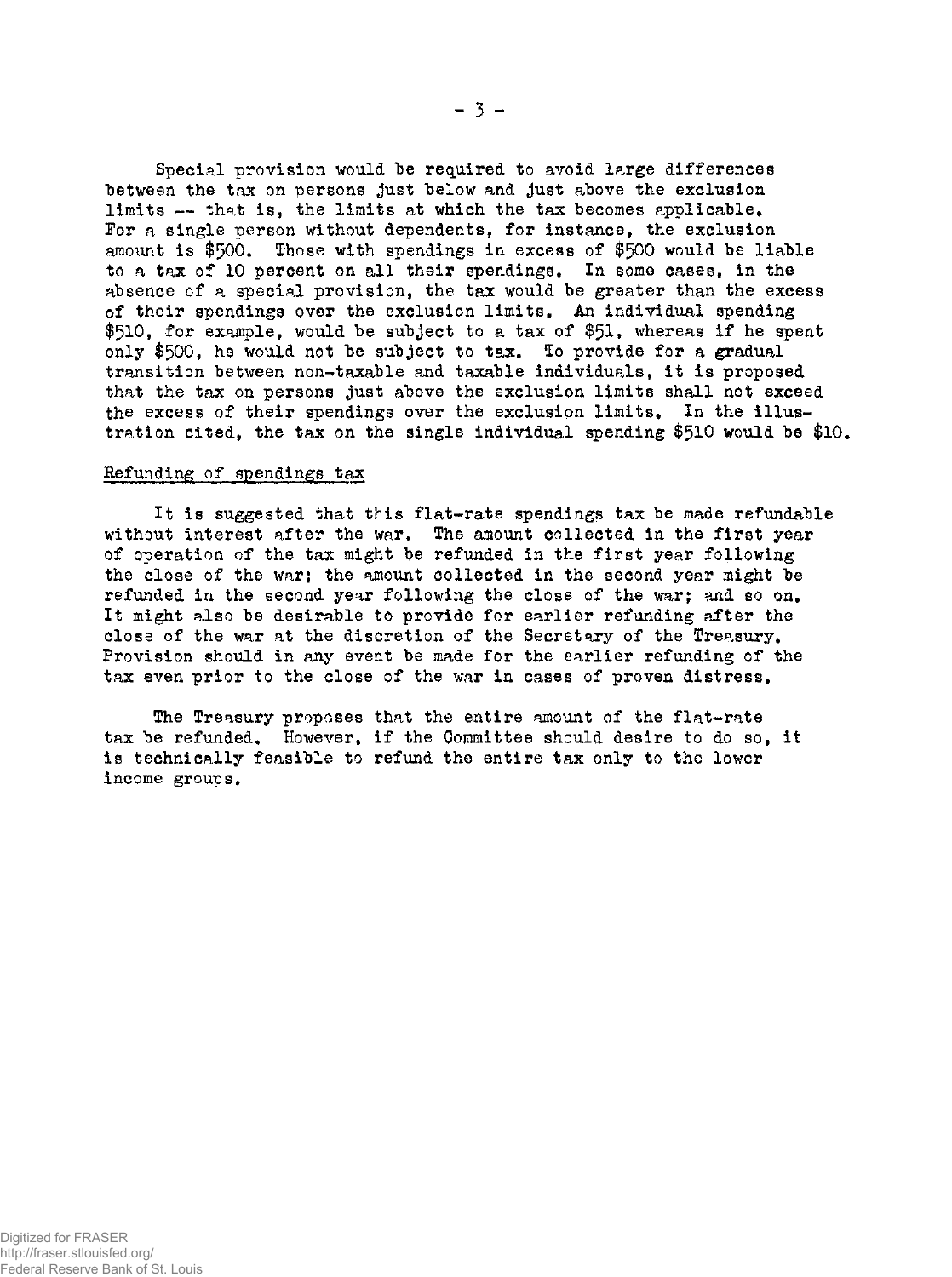Special provision would be required to avoid large differences between the tax on persons just below and just above the exclusion limits -- that is, the limits at which the tax becomes applicable. For a single person without dependents, for instance, the exclusion amount is $500. Those with spendings in excess of $500 would be liable to a tax of 10 percent on all their spendings. In some cases, in the absence of a special provision, the tax would be greater than the excess of their spendings over the exclusion limits. An individual spending $510, for example, would be subject to a tax of $51, whereas if he spent only $500, he would not be subject to tax. To provide for a gradual transition between non-taxable and taxable individuals, it is proposed that the tax on persons just above the exclusion limits shall not exceed the excess of their spendings over the exclusion limits. In the illustration cited, the tax on the single individual spending $510 would be $10.

## Refunding of spendings tax

It is suggested that this flat-rate spendings tax be made refundable without interest after the war. The amount collected in the first year of operation of the tax might be refunded in the first year following the close of the war; the amount collected in the second year might be refunded in the second year following the close of the war; and so on. It might also be desirable to provide for earlier refunding after the close of the war at the discretion of the Secretary of the Treasury. Provision should in any event be made for the earlier refunding of the tax even prior to the close of the war in cases of proven distress.

The Treasury proposes that the entire amount of the flat-rate tax be refunded. However, if the Committee should desire to do so, it is technically feasible to refund the entire tax only to the lower income groups.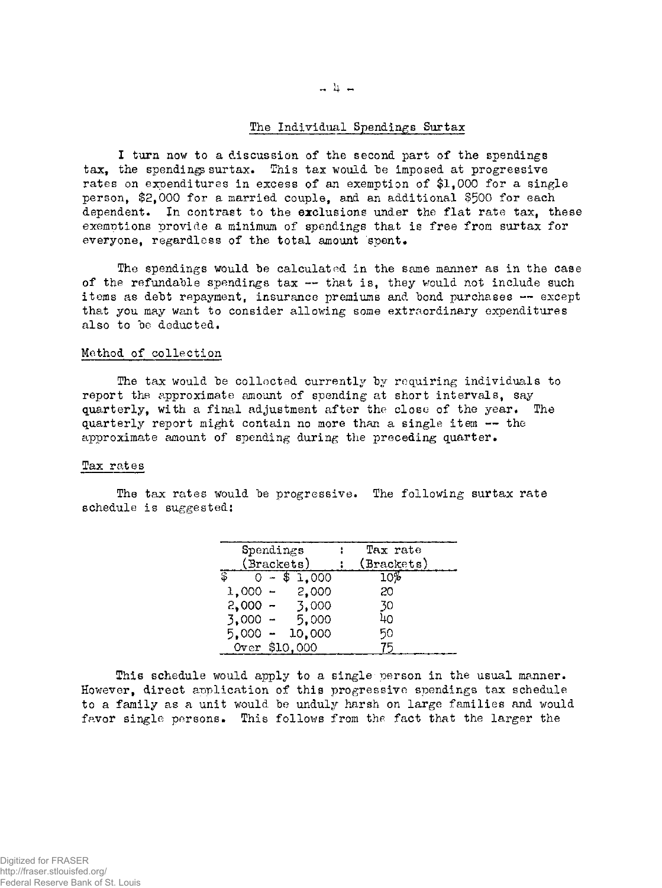## The Individual Spendings Surtax

I turn now to a discussion of the second part of the spendings tax, the spendings surtax. This tax would be imposed at progressive rates on expenditures in excess of an exemption of $1,000 for a single person, $2,000 for a married couple, and an additional $500 for each dependent. In contrast to the exclusions under the flat rate tax, these exemptions provide a minimum of spendings that is free from surtax for everyone, regardless of the total amount spent.

The spendings would be calculated in the same manner as in the case of the refundable spendings tax -- that is, they would not include such items as debt repayment, insurance premiums and bond purchases -- except that you may want to consider allowing some extraordinary expenditures also to be deducted.

### Method of collection

The tax would be collected currently by requiring individuals to report the approximate amount of spending at short intervals, say quarterly, with a final adjustment after the close of the year. The quarterly report might contain no more than a single item -- the approximate amount of spending during the preceding quarter.

### Tax rates

The tax rates would be progressive. The following surtax rate schedule is suggested:

| Spendings (Brackets) | Tax rate (Brackets) |
|---|---|
| $ 0 - $ 1,000 | 10% |
| 1,000 - 2,000 | 20 |
| 2,000 - 3,000 | 30 |
| 3,000 - 5,000 | 40 |
| 5,000 - 10,000 | 50 |
| Over $10,000 | 75 |

This schedule would apply to a single person in the usual manner. However, direct application of this progressive spendings tax schedule to a family as a unit would be unduly harsh on large families and would favor single persons. This follows from the fact that the larger the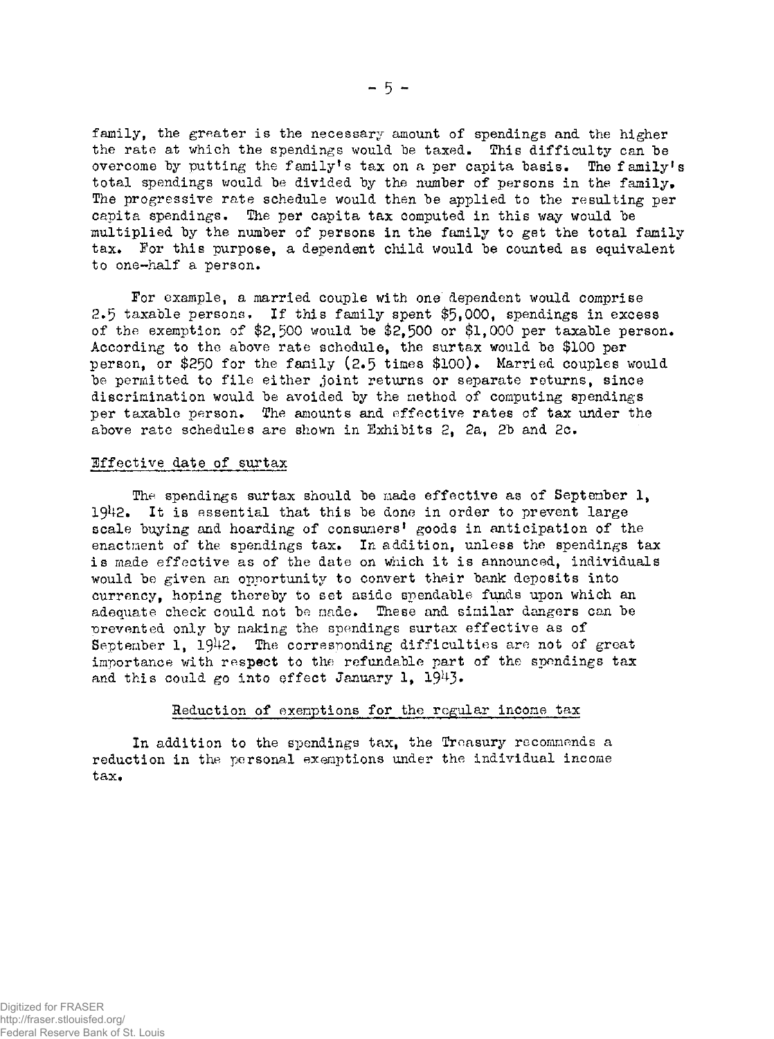family, the greater is the necessary amount of spendings and the higher the rate at which the spendings would be taxed. This difficulty can be overcome by putting the family's tax on a per capita basis. The family's total spendings would be divided by the number of persons in the family. The progressive rate schedule would then be applied to the resulting per capita spendings. The per capita tax computed in this way would be multiplied by the number of persons in the family to get the total family tax. For this purpose, a dependent child would be counted as equivalent to one-half a person.

For example, a married couple with one dependent would comprise 2.5 taxable persons. If this family spent $5,000, spendings in excess of the exemption of $2,500 would be $2,500 or $1,000 per taxable person. According to the above rate schedule, the surtax would be $100 per person, or $250 for the family (2.5 times $100). Married couples would be permitted to file either joint returns or separate returns, since discrimination would be avoided by the method of computing spendings per taxable person. The amounts and effective rates of tax under the above rate schedules are shown in Exhibits 2, 2a, 2b and 2c.

## Effective date of surtax

The spendings surtax should be made effective as of September 1, 1942. It is essential that this be done in order to prevent large scale buying and hoarding of consumers' goods in anticipation of the enactment of the spendings tax. In addition, unless the spendings tax is made effective as of the date on which it is announced, individuals would be given an opportunity to convert their bank deposits into currency, hoping thereby to set aside spendable funds upon which an adequate check could not be made. These and similar dangers can be prevented only by making the spendings surtax effective as of September 1, 1942. The corresponding difficulties are not of great importance with respect to the refundable part of the spendings tax and this could go into effect January 1, 1943.

## Reduction of exemptions for the regular income tax

In addition to the spendings tax, the Treasury recommends a reduction in the personal exemptions under the individual income tax.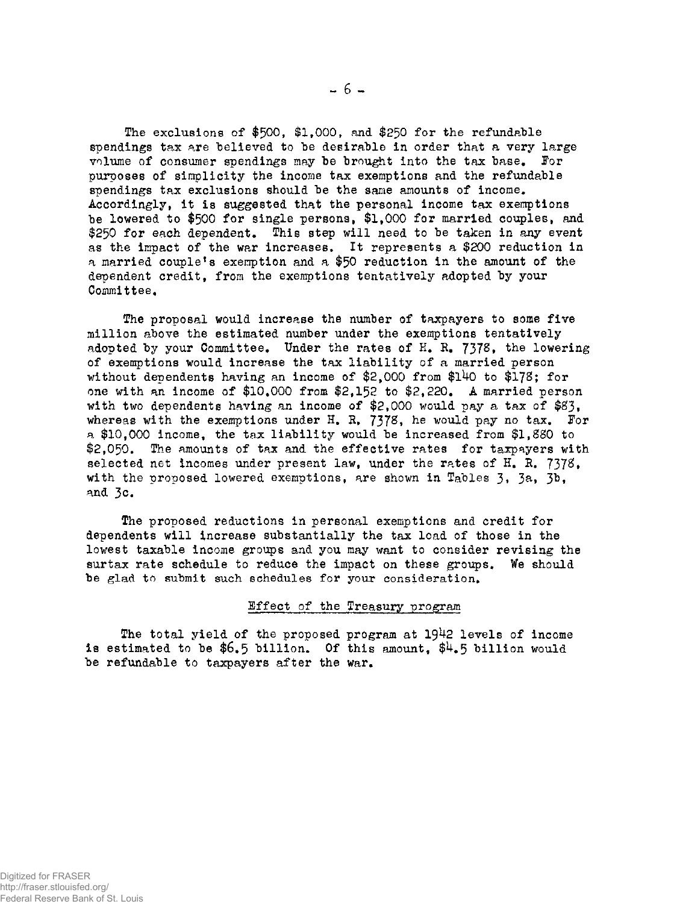The exclusions of $500, $1,000, and $250 for the refundable spendings tax are believed to be desirable in order that a very large volume of consumer spendings may be brought into the tax base. For purposes of simplicity the income tax exemptions and the refundable spendings tax exclusions should be the same amounts of income. Accordingly, it is suggested that the personal income tax exemptions be lowered to $500 for single persons, $1,000 for married couples, and $250 for each dependent. This step will need to be taken in any event as the impact of the war increases. It represents a $200 reduction in a married couple's exemption and a $50 reduction in the amount of the dependent credit, from the exemptions tentatively adopted by your Committee.

The proposal would increase the number of taxpayers to some five million above the estimated number under the exemptions tentatively adopted by your Committee. Under the rates of H. R. 7378, the lowering of exemptions would increase the tax liability of a married person without dependents having an income of $2,000 from $140 to $178; for one with an income of $10,000 from $2,152 to $2,220. A married person with two dependents having an income of $2,000 would pay a tax of $83, whereas with the exemptions under H. R. 7378, he would pay no tax. For a $10,000 income, the tax liability would be increased from $1,880 to $2,050. The amounts of tax and the effective rates for taxpayers with selected net incomes under present law, under the rates of H. R. 7378, with the proposed lowered exemptions, are shown in Tables 3, 3a, 3b, and 3c.

The proposed reductions in personal exemptions and credit for dependents will increase substantially the tax load of those in the lowest taxable income groups and you may want to consider revising the surtax rate schedule to reduce the impact on these groups. We should be glad to submit such schedules for your consideration.

## Effect of the Treasury program

The total yield of the proposed program at 1942 levels of income is estimated to be $6.5 billion. Of this amount, $4.5 billion would be refundable to taxpayers after the war.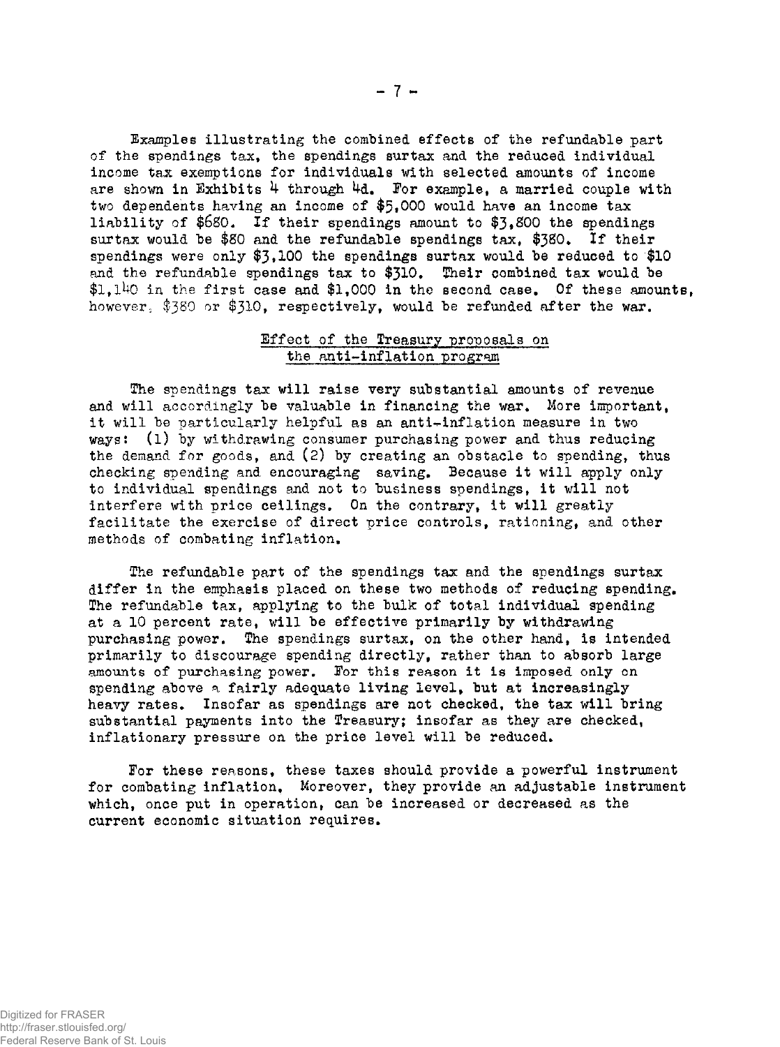Examples illustrating the combined effects of the refundable part of the spendings tax, the spendings surtax and the reduced individual income tax exemptions for individuals with selected amounts of income are shown in Exhibits 4 through 4d. For example, a married couple with two dependents having an income of $5,000 would have an income tax liability of $680. If their spendings amount to $3,800 the spendings surtax would be $80 and the refundable spendings tax, $380. If their spendings were only $3,100 the spendings surtax would be reduced to $10 and the refundable spendings tax to $310. Their combined tax would be $1,140 in the first case and $1,000 in the second case. Of these amounts, however, $380 or $310, respectively, would be refunded after the war.

## Effect of the Treasury proposals on the anti-inflation program

The spendings tax will raise very substantial amounts of revenue and will accordingly be valuable in financing the war. More important, it will be particularly helpful as an anti-inflation measure in two ways: (1) by withdrawing consumer purchasing power and thus reducing the demand for goods, and (2) by creating an obstacle to spending, thus checking spending and encouraging saving. Because it will apply only to individual spendings and not to business spendings, it will not interfere with price ceilings. On the contrary, it will greatly facilitate the exercise of direct price controls, rationing, and other methods of combating inflation.

The refundable part of the spendings tax and the spendings surtax differ in the emphasis placed on these two methods of reducing spending. The refundable tax, applying to the bulk of total individual spending at a 10 percent rate, will be effective primarily by withdrawing purchasing power. The spendings surtax, on the other hand, is intended primarily to discourage spending directly, rather than to absorb large amounts of purchasing power. For this reason it is imposed only on spending above a fairly adequate living level, but at increasingly heavy rates. Insofar as spendings are not checked, the tax will bring substantial payments into the Treasury; insofar as they are checked, inflationary pressure on the price level will be reduced.

For these reasons, these taxes should provide a powerful instrument for combating inflation. Moreover, they provide an adjustable instrument which, once put in operation, can be increased or decreased as the current economic situation requires.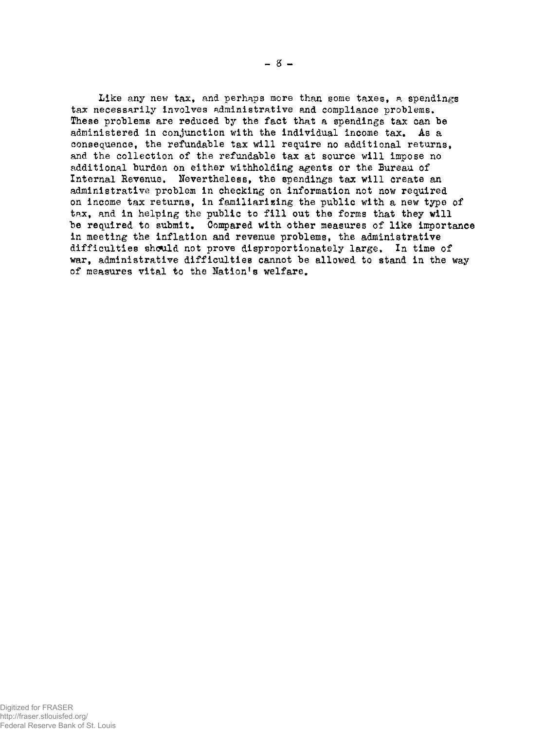Like any new tax, and perhaps more than some taxes, a spendings tax necessarily involves administrative and compliance problems. These problems are reduced by the fact that a spendings tax can be administered in conjunction with the individual income tax. As a consequence, the refundable tax will require no additional returns, and the collection of the refundable tax at source will impose no additional burden on either withholding agents or the Bureau of Internal Revenue. Nevertheless, the spendings tax will create an administrative problem in checking on information not now required on income tax returns, in familiarizing the public with a new type of tax, and in helping the public to fill out the forms that they will be required to submit. Compared with other measures of like importance in meeting the inflation and revenue problems, the administrative difficulties should not prove disproportionately large. In time of war, administrative difficulties cannot be allowed to stand in the way of measures vital to the Nation's welfare.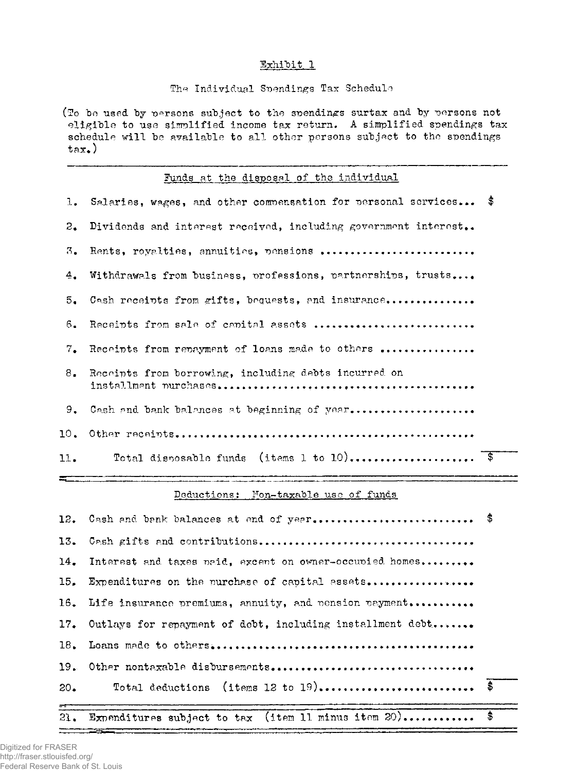Exhibit 1

The Individual Spendings Tax Schedule

(To be used by persons subject to the spendings surtax and by persons not eligible to use simplified income tax return. A simplified spendings tax schedule will be available to all other persons subject to the spendings tax.)

## Funds at the disposal of the individual

| | | |
|---|---|---|
| 1. | Salaries, wages, and other compensation for personal services... | $ |
| 2. | Dividends and interest received, including government interest.. | |
| 3. | Rents, royalties, annuities, pensions .......................... | |
| 4. | Withdrawals from business, professions, partnerships, trusts.... | |
| 5. | Cash receipts from gifts, bequests, and insurance.............. | |
| 6. | Receipts from sale of capital assets ........................... | |
| 7. | Receipts from repayment of loans made to others ............... | |
| 8. | Receipts from borrowing, including debts incurred on installment purchases.......................................... | |
| 9. | Cash and bank balances at beginning of year.................... | |
| 10. | Other receipts................................................. | |
| 11. | Total disposable funds (items 1 to 10).................... | $ |

## Deductions: Non-taxable use of funds

| | | |
|---|---|---|
| 12. | Cash and bank balances at end of year.......................... | $ |
| 13. | Cash gifts and contributions................................... | |
| 14. | Interest and taxes paid, except on owner-occupied homes......... | |
| 15. | Expenditures on the purchase of capital assets................. | |
| 16. | Life insurance premiums, annuity, and pension payment........... | |
| 17. | Outlays for repayment of debt, including installment debt....... | |
| 18. | Loans made to others........................................... | |
| 19. | Other nontaxable disbursements................................. | |
| 20. | Total deductions (items 12 to 19).......................... | $ |
| 21. | Expenditures subject to tax (item 11 minus item 20)........... | $ |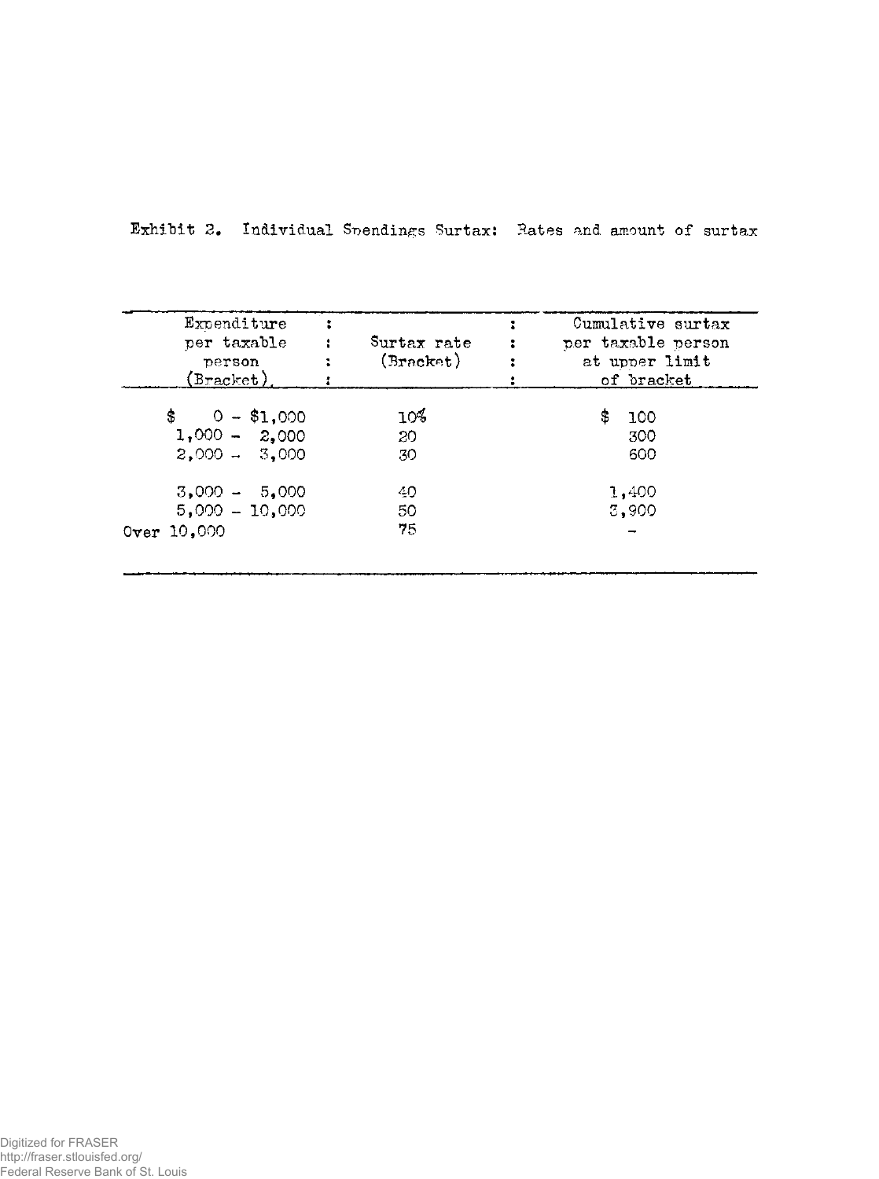Exhibit 2. Individual Spendings Surtax: Rates and amount of surtax

| Expenditure per taxable person (Bracket) | Surtax rate (Bracket) | Cumulative surtax per taxable person at upper limit of bracket |
|---|---|---|
| $ 0 - $1,000 | 10% | $ 100 |
| 1,000 - 2,000 | 20 | 300 |
| 2,000 - 3,000 | 30 | 600 |
| 3,000 - 5,000 | 40 | 1,400 |
| 5,000 - 10,000 | 50 | 3,900 |
| Over 10,000 | 75 | - |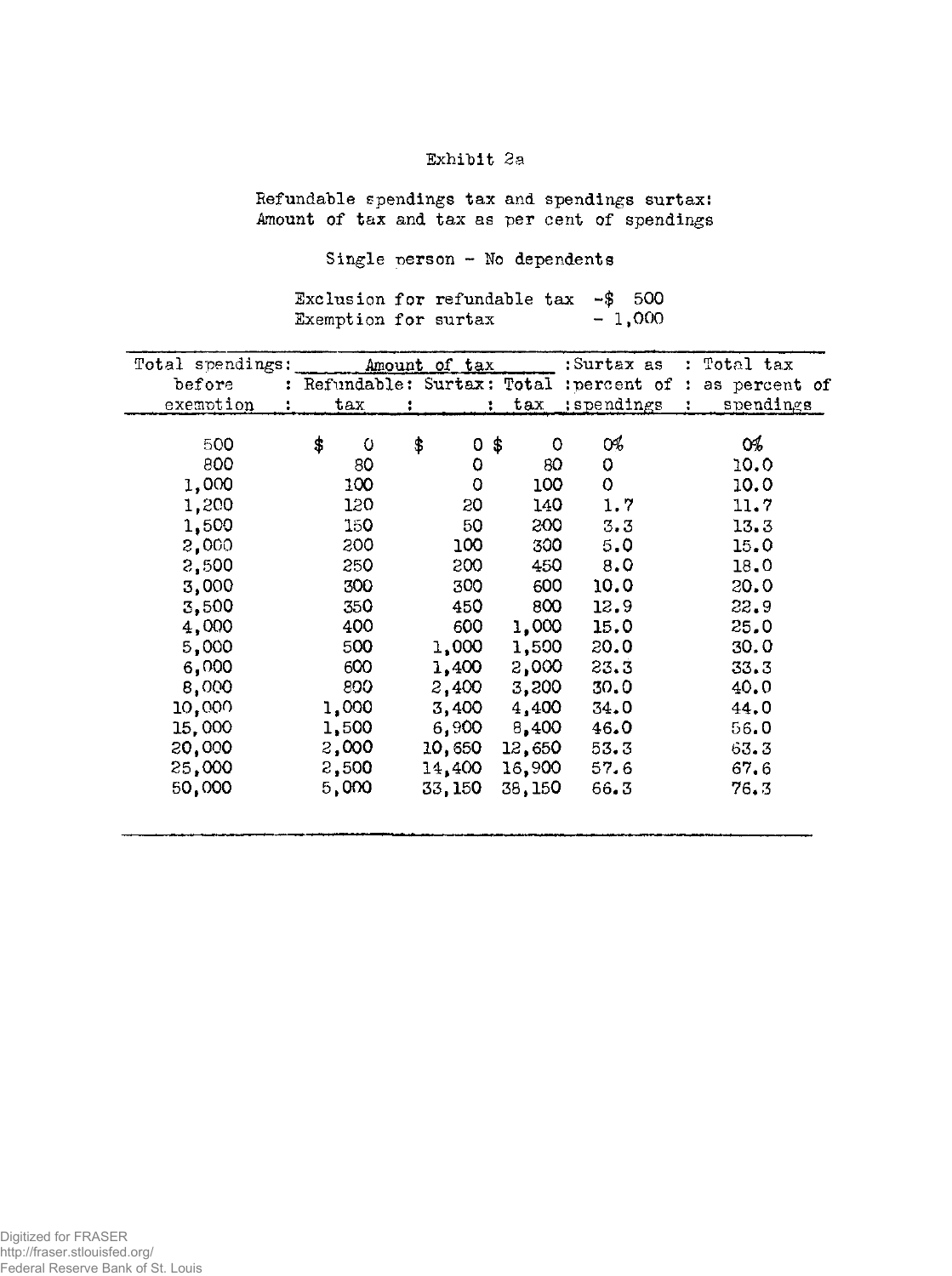Exhibit 2a

Refundable spendings tax and spendings surtax:
Amount of tax and tax as per cent of spendings

Single person - No dependents

Exclusion for refundable tax - $ 500
Exemption for surtax - 1,000

| Total spendings before exemption | Amount of tax | | | Surtax as percent of spendings | Total tax as percent of spendings |
|---|---|---|---|---|---|
| | Refundable tax | Surtax | Total tax | | |
| 500 | $ 0 | $ 0 | $ 0 | 0% | 0% |
| 800 | 80 | 0 | 80 | 0 | 10.0 |
| 1,000 | 100 | 0 | 100 | 0 | 10.0 |
| 1,200 | 120 | 20 | 140 | 1.7 | 11.7 |
| 1,500 | 150 | 50 | 200 | 3.3 | 13.3 |
| 2,000 | 200 | 100 | 300 | 5.0 | 15.0 |
| 2,500 | 250 | 200 | 450 | 8.0 | 18.0 |
| 3,000 | 300 | 300 | 600 | 10.0 | 20.0 |
| 3,500 | 350 | 450 | 800 | 12.9 | 22.9 |
| 4,000 | 400 | 600 | 1,000 | 15.0 | 25.0 |
| 5,000 | 500 | 1,000 | 1,500 | 20.0 | 30.0 |
| 6,000 | 600 | 1,400 | 2,000 | 23.3 | 33.3 |
| 8,000 | 800 | 2,400 | 3,200 | 30.0 | 40.0 |
| 10,000 | 1,000 | 3,400 | 4,400 | 34.0 | 44.0 |
| 15,000 | 1,500 | 6,900 | 8,400 | 46.0 | 56.0 |
| 20,000 | 2,000 | 10,650 | 12,650 | 53.3 | 63.3 |
| 25,000 | 2,500 | 14,400 | 16,900 | 57.6 | 67.6 |
| 50,000 | 5,000 | 33,150 | 38,150 | 66.3 | 76.3 |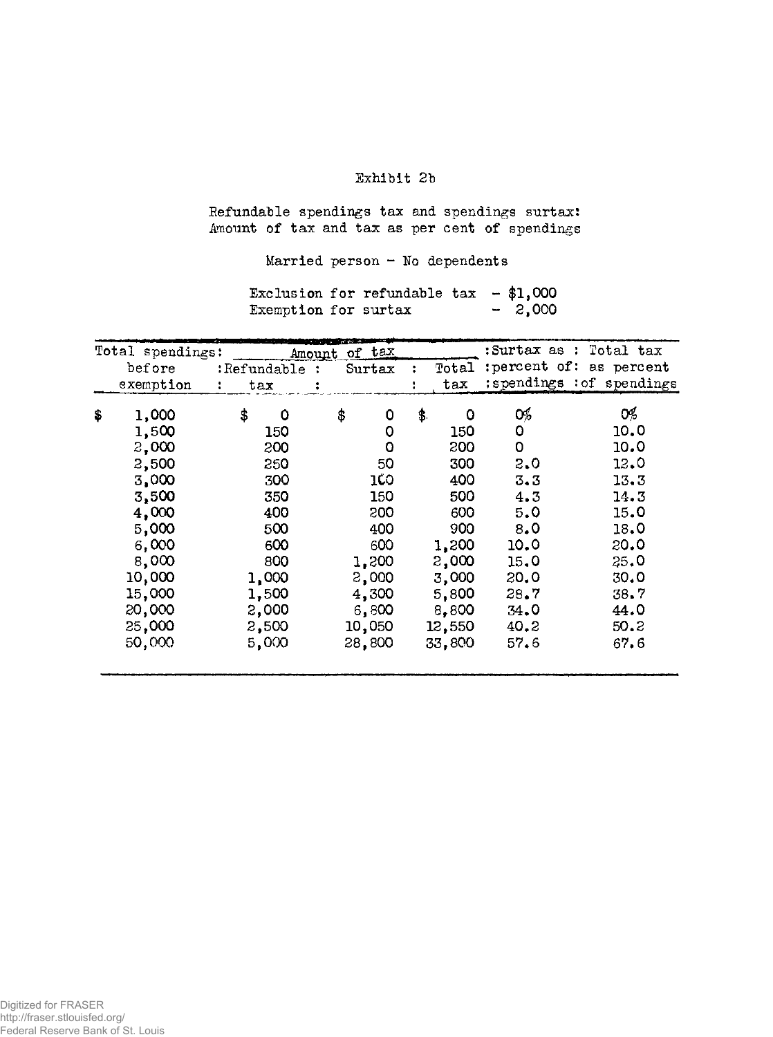Exhibit 2b

Refundable spendings tax and spendings surtax:
Amount of tax and tax as per cent of spendings

Married person - No dependents

Exclusion for refundable tax - $1,000
Exemption for surtax - 2,000

| Total spendings: before exemption | Amount of tax: Refundable tax | Surtax | Total tax | Surtax as percent of: spendings | Total tax as percent of spendings |
|---|---|---|---|---|---|
| $ 1,000 | $ 0 | $ 0 | $ 0 | 0% | 0% |
| 1,500 | 150 | 0 | 150 | 0 | 10.0 |
| 2,000 | 200 | 0 | 200 | 0 | 10.0 |
| 2,500 | 250 | 50 | 300 | 2.0 | 12.0 |
| 3,000 | 300 | 100 | 400 | 3.3 | 13.3 |
| 3,500 | 350 | 150 | 500 | 4.3 | 14.3 |
| 4,000 | 400 | 200 | 600 | 5.0 | 15.0 |
| 5,000 | 500 | 400 | 900 | 8.0 | 18.0 |
| 6,000 | 600 | 600 | 1,200 | 10.0 | 20.0 |
| 8,000 | 800 | 1,200 | 2,000 | 15.0 | 25.0 |
| 10,000 | 1,000 | 2,000 | 3,000 | 20.0 | 30.0 |
| 15,000 | 1,500 | 4,300 | 5,800 | 28.7 | 38.7 |
| 20,000 | 2,000 | 6,800 | 8,800 | 34.0 | 44.0 |
| 25,000 | 2,500 | 10,050 | 12,550 | 40.2 | 50.2 |
| 50,000 | 5,000 | 28,800 | 33,800 | 57.6 | 67.6 |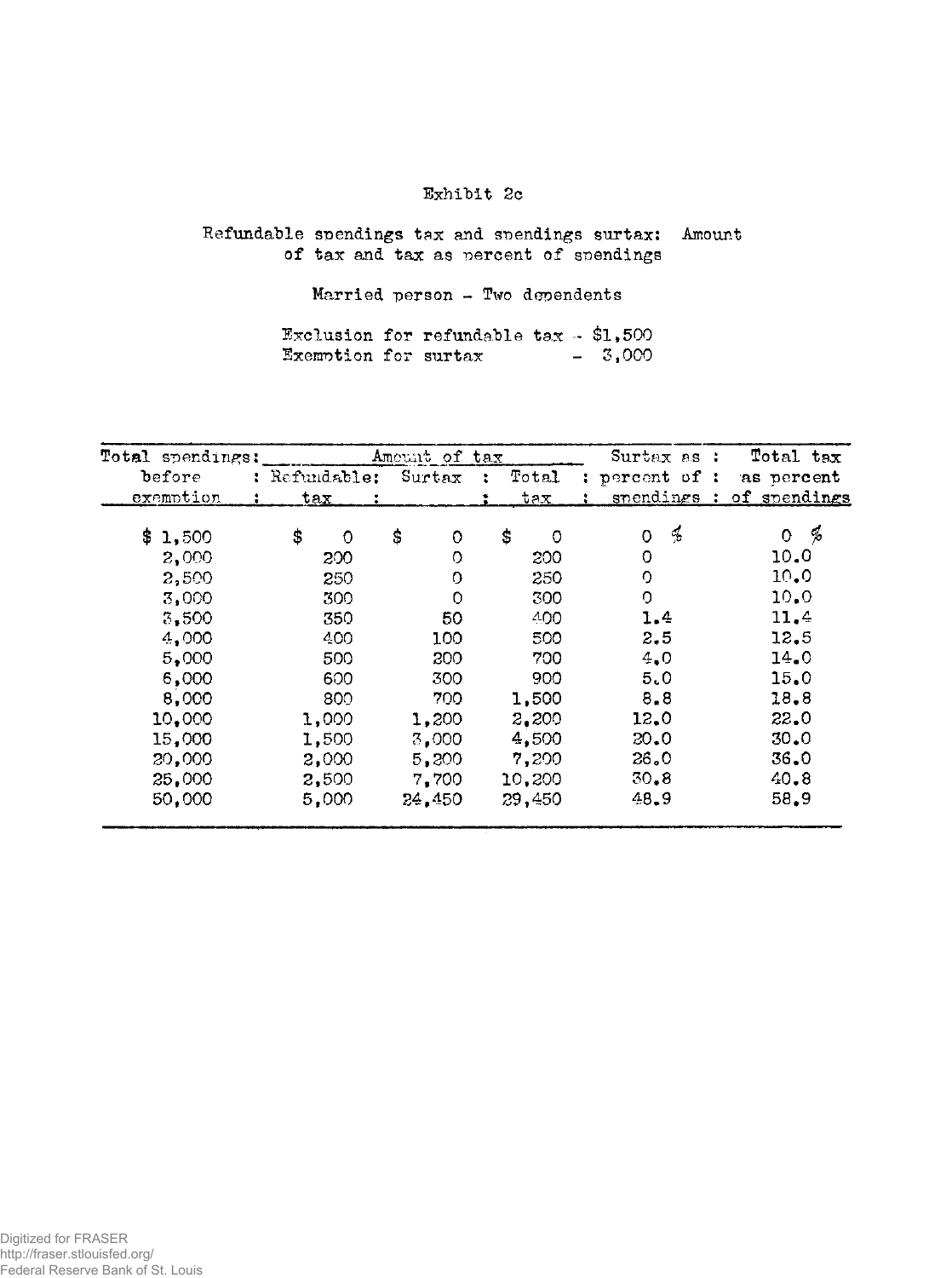Exhibit 2c

Refundable spendings tax and spendings surtax: Amount of tax and tax as percent of spendings

Married person - Two dependents

Exclusion for refundable tax - $1,500
Exemption for surtax - 3,000

| Total spendings: before exemption | Amount of tax | | | Surtax as percent of spendings | Total tax as percent of spendings |
|---|---|---|---|---|---|
| | Refundable tax | Surtax | Total tax | | |
| $ 1,500 | $ 0 | $ 0 | $ 0 | 0 % | 0 % |
| 2,000 | 200 | 0 | 200 | 0 | 10.0 |
| 2,500 | 250 | 0 | 250 | 0 | 10.0 |
| 3,000 | 300 | 0 | 300 | 0 | 10.0 |
| 3,500 | 350 | 50 | 400 | 1.4 | 11.4 |
| 4,000 | 400 | 100 | 500 | 2.5 | 12.5 |
| 5,000 | 500 | 200 | 700 | 4.0 | 14.0 |
| 6,000 | 600 | 300 | 900 | 5.0 | 15.0 |
| 8,000 | 800 | 700 | 1,500 | 8.8 | 18.8 |
| 10,000 | 1,000 | 1,200 | 2,200 | 12.0 | 22.0 |
| 15,000 | 1,500 | 3,000 | 4,500 | 20.0 | 30.0 |
| 20,000 | 2,000 | 5,200 | 7,200 | 26.0 | 36.0 |
| 25,000 | 2,500 | 7,700 | 10,200 | 30.8 | 40.8 |
| 50,000 | 5,000 | 24,450 | 29,450 | 48.9 | 58.9 |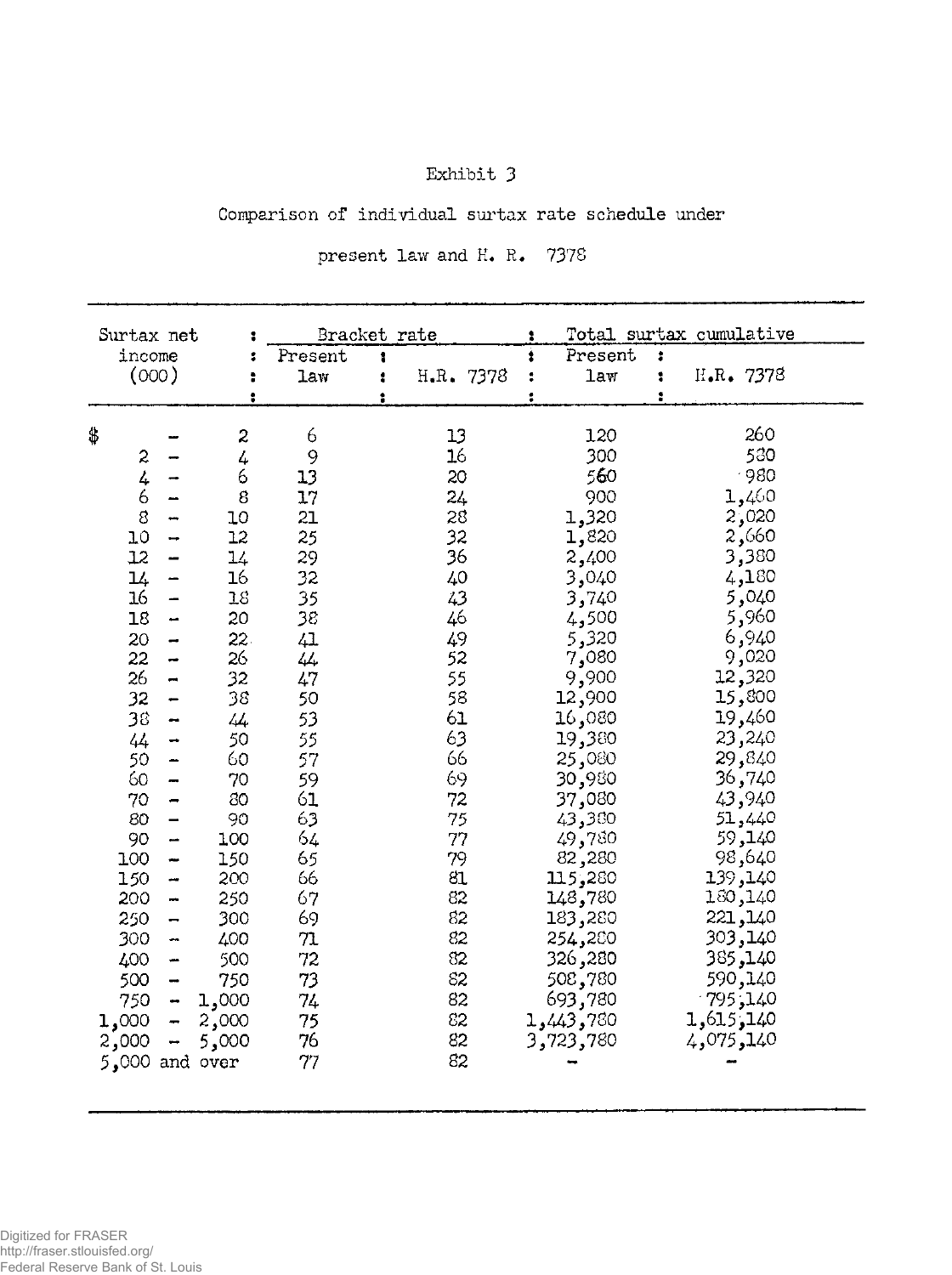Exhibit 3

Comparison of individual surtax rate schedule under

present law and H. R. 7378

| Surtax net income (000) | Bracket rate | | Total surtax cumulative | |
|---|---|---|---|---|
| | Present law | H.R. 7378 | Present law | H.R. 7378 |
| $ - 2 | 6 | 13 | 120 | 260 |
| 2 - 4 | 9 | 16 | 300 | 580 |
| 4 - 6 | 13 | 20 | 560 | 980 |
| 6 - 8 | 17 | 24 | 900 | 1,460 |
| 8 - 10 | 21 | 28 | 1,320 | 2,020 |
| 10 - 12 | 25 | 32 | 1,820 | 2,660 |
| 12 - 14 | 29 | 36 | 2,400 | 3,380 |
| 14 - 16 | 32 | 40 | 3,040 | 4,180 |
| 16 - 18 | 35 | 43 | 3,740 | 5,040 |
| 18 - 20 | 38 | 46 | 4,500 | 5,960 |
| 20 - 22 | 41 | 49 | 5,320 | 6,940 |
| 22 - 26 | 44 | 52 | 7,080 | 9,020 |
| 26 - 32 | 47 | 55 | 9,900 | 12,320 |
| 32 - 38 | 50 | 58 | 12,900 | 15,800 |
| 38 - 44 | 53 | 61 | 16,080 | 19,460 |
| 44 - 50 | 55 | 63 | 19,380 | 23,240 |
| 50 - 60 | 57 | 66 | 25,080 | 29,840 |
| 60 - 70 | 59 | 69 | 30,980 | 36,740 |
| 70 - 80 | 61 | 72 | 37,080 | 43,940 |
| 80 - 90 | 63 | 75 | 43,380 | 51,440 |
| 90 - 100 | 64 | 77 | 49,780 | 59,140 |
| 100 - 150 | 65 | 79 | 82,280 | 98,640 |
| 150 - 200 | 66 | 81 | 115,280 | 139,140 |
| 200 - 250 | 67 | 82 | 148,780 | 180,140 |
| 250 - 300 | 69 | 82 | 183,280 | 221,140 |
| 300 - 400 | 71 | 82 | 254,280 | 303,140 |
| 400 - 500 | 72 | 82 | 326,280 | 385,140 |
| 500 - 750 | 73 | 82 | 508,780 | 590,140 |
| 750 - 1,000 | 74 | 82 | 693,780 | 795,140 |
| 1,000 - 2,000 | 75 | 82 | 1,443,780 | 1,615,140 |
| 2,000 - 5,000 | 76 | 82 | 3,723,780 | 4,075,140 |
| 5,000 and over | 77 | 82 | - | - |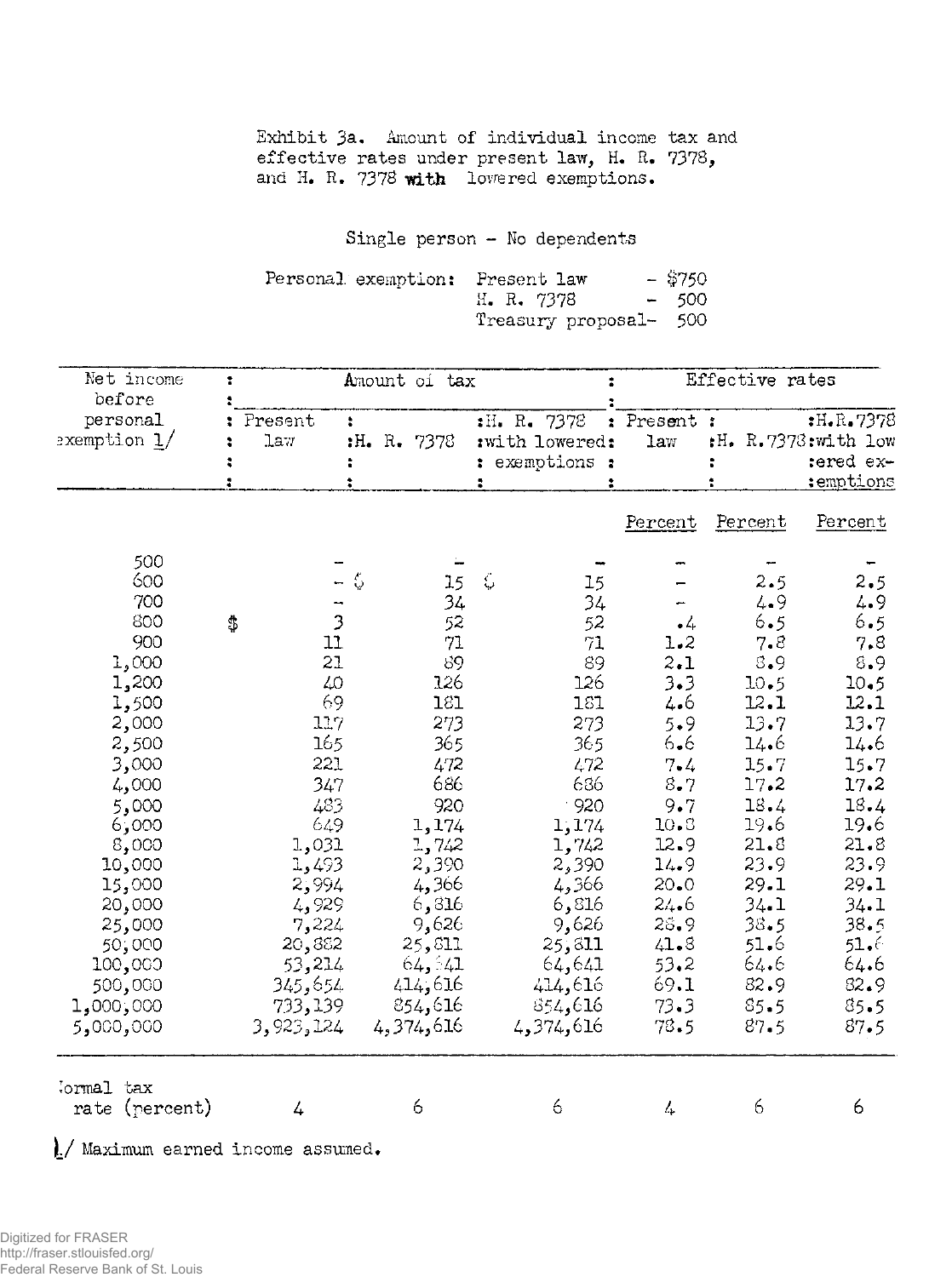Exhibit 3a. Amount of individual income tax and effective rates under present law, H. R. 7378, and H. R. 7378 **with** lowered exemptions.

Single person - No dependents

Personal exemption: Present law - $750
H. R. 7378 - 500
Treasury proposal- 500

| Net income before personal exemption 1/ | Amount of tax | | | Effective rates | | |
|---|---|---|---|---|---|---|
| | Present law | H. R. 7378 | H. R. 7378 with lowered exemptions | Present law | H. R. 7378 | H.R.7378 with lowered exemptions |
| | | | | Percent | Percent | Percent |
| 500 | - | - | - | - | - | - |
| 600 | - | $ 15 | $ 15 | - | 2.5 | 2.5 |
| 700 | - | 34 | 34 | - | 4.9 | 4.9 |
| 800 | $ 3 | 52 | 52 | .4 | 6.5 | 6.5 |
| 900 | 11 | 71 | 71 | 1.2 | 7.8 | 7.8 |
| 1,000 | 21 | 89 | 89 | 2.1 | 8.9 | 8.9 |
| 1,200 | 40 | 126 | 126 | 3.3 | 10.5 | 10.5 |
| 1,500 | 69 | 181 | 181 | 4.6 | 12.1 | 12.1 |
| 2,000 | 117 | 273 | 273 | 5.9 | 13.7 | 13.7 |
| 2,500 | 165 | 365 | 365 | 6.6 | 14.6 | 14.6 |
| 3,000 | 221 | 472 | 472 | 7.4 | 15.7 | 15.7 |
| 4,000 | 347 | 686 | 686 | 8.7 | 17.2 | 17.2 |
| 5,000 | 483 | 920 | 920 | 9.7 | 18.4 | 18.4 |
| 6,000 | 649 | 1,174 | 1,174 | 10.8 | 19.6 | 19.6 |
| 8,000 | 1,031 | 1,742 | 1,742 | 12.9 | 21.8 | 21.8 |
| 10,000 | 1,493 | 2,390 | 2,390 | 14.9 | 23.9 | 23.9 |
| 15,000 | 2,994 | 4,366 | 4,366 | 20.0 | 29.1 | 29.1 |
| 20,000 | 4,929 | 6,816 | 6,816 | 24.6 | 34.1 | 34.1 |
| 25,000 | 7,224 | 9,626 | 9,626 | 28.9 | 38.5 | 38.5 |
| 50,000 | 20,882 | 25,811 | 25,811 | 41.8 | 51.6 | 51.6 |
| 100,000 | 53,214 | 64,641 | 64,641 | 53.2 | 64.6 | 64.6 |
| 500,000 | 345,654 | 414,616 | 414,616 | 69.1 | 82.9 | 82.9 |
| 1,000,000 | 733,139 | 854,616 | 854,616 | 73.3 | 85.5 | 85.5 |
| 5,000,000 | 3,923,124 | 4,374,616 | 4,374,616 | 78.5 | 87.5 | 87.5 |
| Normal tax rate (percent) | 4 | 6 | 6 | 4 | 6 | 6 |

1/ Maximum earned income assumed.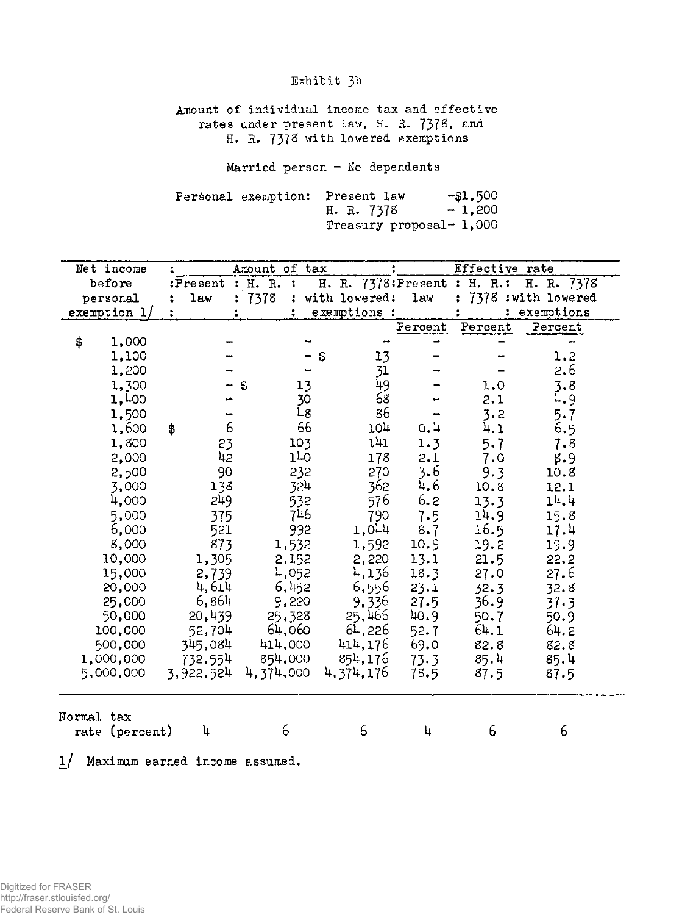Exhibit 3b

Amount of individual income tax and effective rates under present law, H. R. 7378, and H. R. 7378 with lowered exemptions

Married person - No dependents

Personal exemption: Present law -$1,500
H. R. 7378 - 1,200
Treasury proposal- 1,000

| Net income before personal exemption 1/ | Amount of tax | | | Effective rate | | |
|---|---|---|---|---|---|---|
| | Present law | H. R. 7378 | H. R. 7378 with lowered exemptions | Present law | H. R. 7378 | H. R. 7378 with lowered exemptions |
| | | | | Percent | Percent | Percent |
| $ 1,000 | - | - | - | - | - | - |
| 1,100 | - | - | $ 13 | - | - | 1.2 |
| 1,200 | - | - | 31 | - | - | 2.6 |
| 1,300 | - | $ 13 | 49 | - | 1.0 | 3.8 |
| 1,400 | - | 30 | 68 | - | 2.1 | 4.9 |
| 1,500 | - | 48 | 86 | - | 3.2 | 5.7 |
| 1,600 | $ 6 | 66 | 104 | 0.4 | 4.1 | 6.5 |
| 1,800 | 23 | 103 | 141 | 1.3 | 5.7 | 7.8 |
| 2,000 | 42 | 140 | 178 | 2.1 | 7.0 | 8.9 |
| 2,500 | 90 | 232 | 270 | 3.6 | 9.3 | 10.8 |
| 3,000 | 138 | 324 | 362 | 4.6 | 10.8 | 12.1 |
| 4,000 | 249 | 532 | 576 | 6.2 | 13.3 | 14.4 |
| 5,000 | 375 | 746 | 790 | 7.5 | 14.9 | 15.8 |
| 6,000 | 521 | 992 | 1,044 | 8.7 | 16.5 | 17.4 |
| 8,000 | 873 | 1,532 | 1,592 | 10.9 | 19.2 | 19.9 |
| 10,000 | 1,305 | 2,152 | 2,220 | 13.1 | 21.5 | 22.2 |
| 15,000 | 2,739 | 4,052 | 4,136 | 18.3 | 27.0 | 27.6 |
| 20,000 | 4,614 | 6,452 | 6,556 | 23.1 | 32.3 | 32.8 |
| 25,000 | 6,864 | 9,220 | 9,336 | 27.5 | 36.9 | 37.3 |
| 50,000 | 20,439 | 25,328 | 25,466 | 40.9 | 50.7 | 50.9 |
| 100,000 | 52,704 | 64,060 | 64,226 | 52.7 | 64.1 | 64.2 |
| 500,000 | 345,084 | 414,000 | 414,176 | 69.0 | 82.8 | 82.8 |
| 1,000,000 | 732,554 | 854,000 | 854,176 | 73.3 | 85.4 | 85.4 |
| 5,000,000 | 3,922,524 | 4,374,000 | 4,374,176 | 78.5 | 87.5 | 87.5 |
| Normal tax rate (percent) | 4 | 6 | 6 | 4 | 6 | 6 |

1/ Maximum earned income assumed.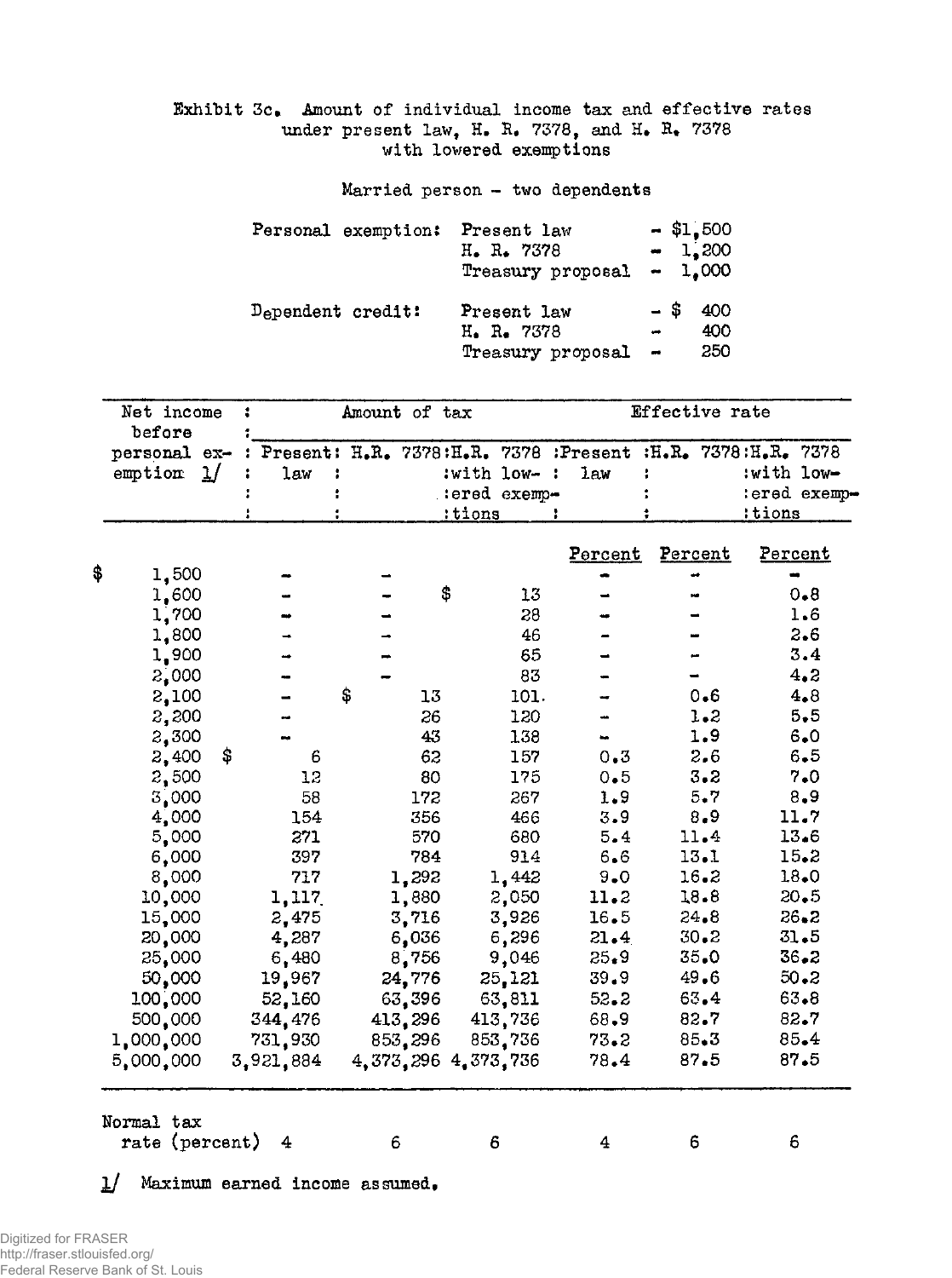Exhibit 3c. Amount of individual income tax and effective rates under present law, H. R. 7378, and H. R. 7378 with lowered exemptions

Married person - two dependents

| | | |
|---|---|---|
| Personal exemption: | Present law | - $1,500 |
| | H. R. 7378 | - 1,200 |
| | Treasury proposal | - 1,000 |
| Dependent credit: | Present law | - $ 400 |
| | H. R. 7378 | - 400 |
| | Treasury proposal | - 250 |

| Net income before personal exemption 1/ | Amount of tax | | | Effective rate | | |
|---|---|---|---|---|---|---|
| | Present law | H.R. 7378 | H.R. 7378 with lowered exemptions | Present law | H.R. 7378 | H.R. 7378 with lowered exemptions |
| | | | | Percent | Percent | Percent |
| $ 1,500 | - | - | | - | - | - |
| 1,600 | - | - | $ 13 | - | - | 0.8 |
| 1,700 | - | - | 28 | - | - | 1.6 |
| 1,800 | - | - | 46 | - | - | 2.6 |
| 1,900 | - | - | 65 | - | - | 3.4 |
| 2,000 | - | - | 83 | - | - | 4.2 |
| 2,100 | - | $ 13 | 101 | - | 0.6 | 4.8 |
| 2,200 | - | 26 | 120 | - | 1.2 | 5.5 |
| 2,300 | - | 43 | 138 | - | 1.9 | 6.0 |
| 2,400 | $ 6 | 62 | 157 | 0.3 | 2.6 | 6.5 |
| 2,500 | 12 | 80 | 175 | 0.5 | 3.2 | 7.0 |
| 3,000 | 58 | 172 | 267 | 1.9 | 5.7 | 8.9 |
| 4,000 | 154 | 356 | 466 | 3.9 | 8.9 | 11.7 |
| 5,000 | 271 | 570 | 680 | 5.4 | 11.4 | 13.6 |
| 6,000 | 397 | 784 | 914 | 6.6 | 13.1 | 15.2 |
| 8,000 | 717 | 1,292 | 1,442 | 9.0 | 16.2 | 18.0 |
| 10,000 | 1,117 | 1,880 | 2,050 | 11.2 | 18.8 | 20.5 |
| 15,000 | 2,475 | 3,716 | 3,926 | 16.5 | 24.8 | 26.2 |
| 20,000 | 4,287 | 6,036 | 6,296 | 21.4 | 30.2 | 31.5 |
| 25,000 | 6,480 | 8,756 | 9,046 | 25.9 | 35.0 | 36.2 |
| 50,000 | 19,967 | 24,776 | 25,121 | 39.9 | 49.6 | 50.2 |
| 100,000 | 52,160 | 63,396 | 63,811 | 52.2 | 63.4 | 63.8 |
| 500,000 | 344,476 | 413,296 | 413,736 | 68.9 | 82.7 | 82.7 |
| 1,000,000 | 731,930 | 853,296 | 853,736 | 73.2 | 85.3 | 85.4 |
| 5,000,000 | 3,921,884 | 4,373,296 | 4,373,736 | 78.4 | 87.5 | 87.5 |
| Normal tax rate (percent) | 4 | 6 | 6 | 4 | 6 | 6 |

1/ Maximum earned income assumed.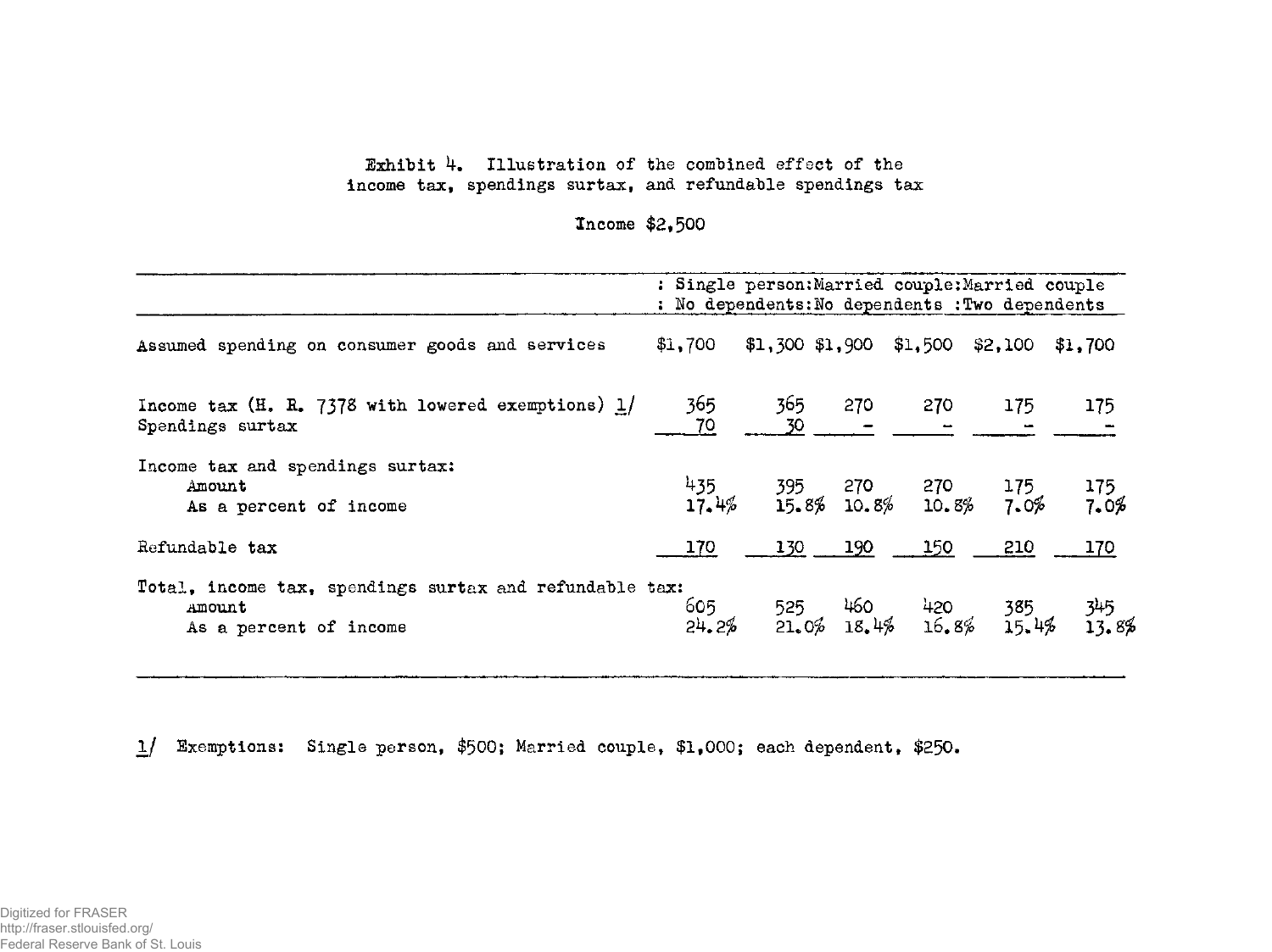Exhibit 4. Illustration of the combined effect of the income tax, spendings surtax, and refundable spendings tax

Income $2,500

| | Single person: No dependents | Married couple: No dependents | | Married couple: Two dependents | | |
|---|---|---|---|---|---|---|
| Assumed spending on consumer goods and services | $1,700 | $1,300 | $1,900 | $1,500 | $2,100 | $1,700 |
| Income tax (H. R. 7378 with lowered exemptions) 1/ | 365 | 365 | 270 | 270 | 175 | 175 |
| Spendings surtax | 70 | 30 | - | - | - | - |
| Income tax and spendings surtax: | | | | | | |
| Amount | 435 | 395 | 270 | 270 | 175 | 175 |
| As a percent of income | 17.4% | 15.8% | 10.8% | 10.8% | 7.0% | 7.0% |
| Refundable tax | 170 | 130 | 190 | 150 | 210 | 170 |
| Total, income tax, spendings surtax and refundable tax: | | | | | | |
| Amount | 605 | 525 | 460 | 420 | 385 | 345 |
| As a percent of income | 24.2% | 21.0% | 18.4% | 16.8% | 15.4% | 13.8% |

1/ Exemptions: Single person, $500; Married couple, $1,000; each dependent, $250.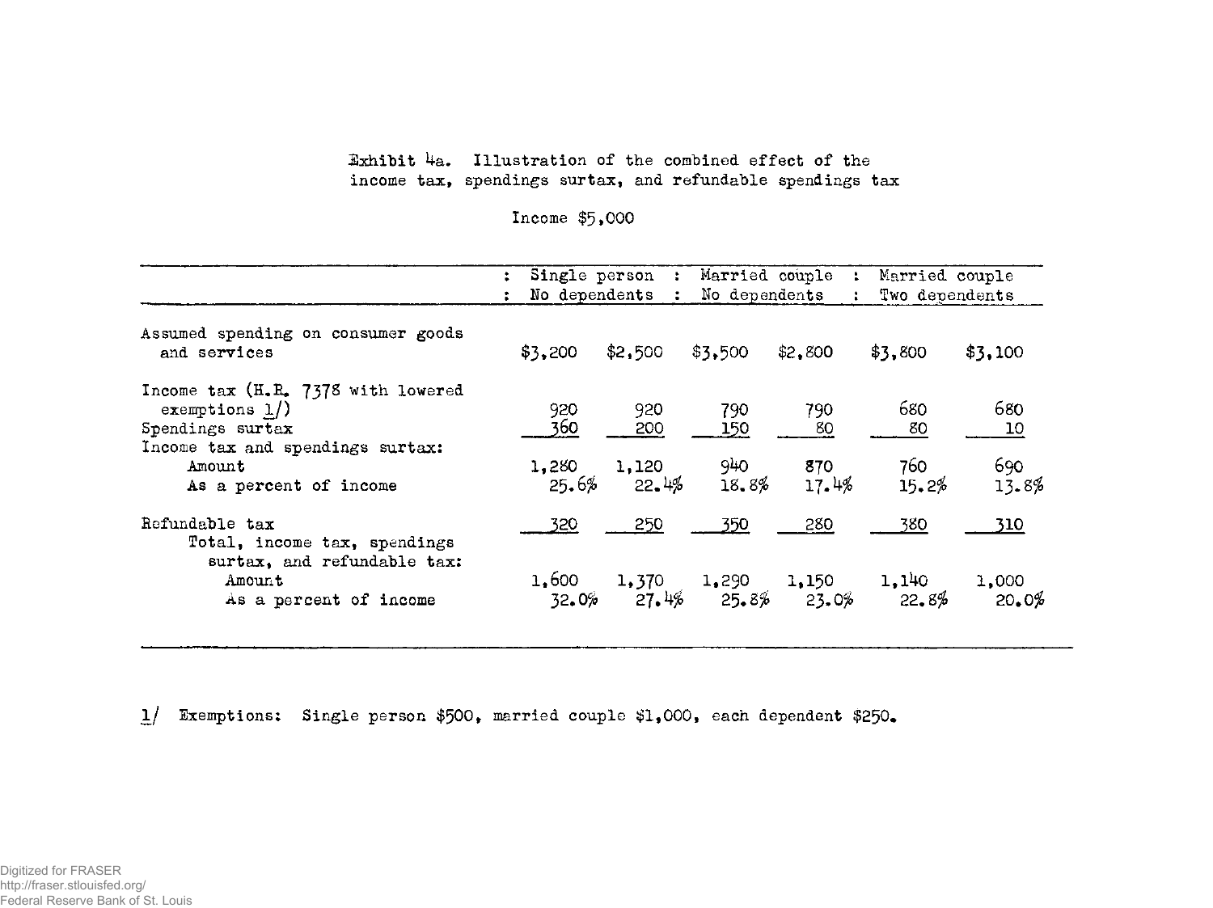Exhibit 4a. Illustration of the combined effect of the income tax, spendings surtax, and refundable spendings tax

Income $5,000

| | Single person No dependents | | Married couple No dependents | | Married couple Two dependents | |
|---|---|---|---|---|---|---|
| Assumed spending on consumer goods and services | $3,200 | $2,500 | $3,500 | $2,800 | $3,800 | $3,100 |
| Income tax (H.R. 7378 with lowered exemptions 1/) | 920 | 920 | 790 | 790 | 680 | 680 |
| Spendings surtax | 360 | 200 | 150 | 80 | 80 | 10 |
| Income tax and spendings surtax: | | | | | | |
| Amount | 1,280 | 1,120 | 940 | 870 | 760 | 690 |
| As a percent of income | 25.6% | 22.4% | 18.8% | 17.4% | 15.2% | 13.8% |
| Refundable tax | 320 | 250 | 350 | 280 | 380 | 310 |
| Total, income tax, spendings surtax, and refundable tax: | | | | | | |
| Amount | 1,600 | 1,370 | 1,290 | 1,150 | 1,140 | 1,000 |
| As a percent of income | 32.0% | 27.4% | 25.8% | 23.0% | 22.8% | 20.0% |

1/ Exemptions: Single person $500, married couple $1,000, each dependent $250.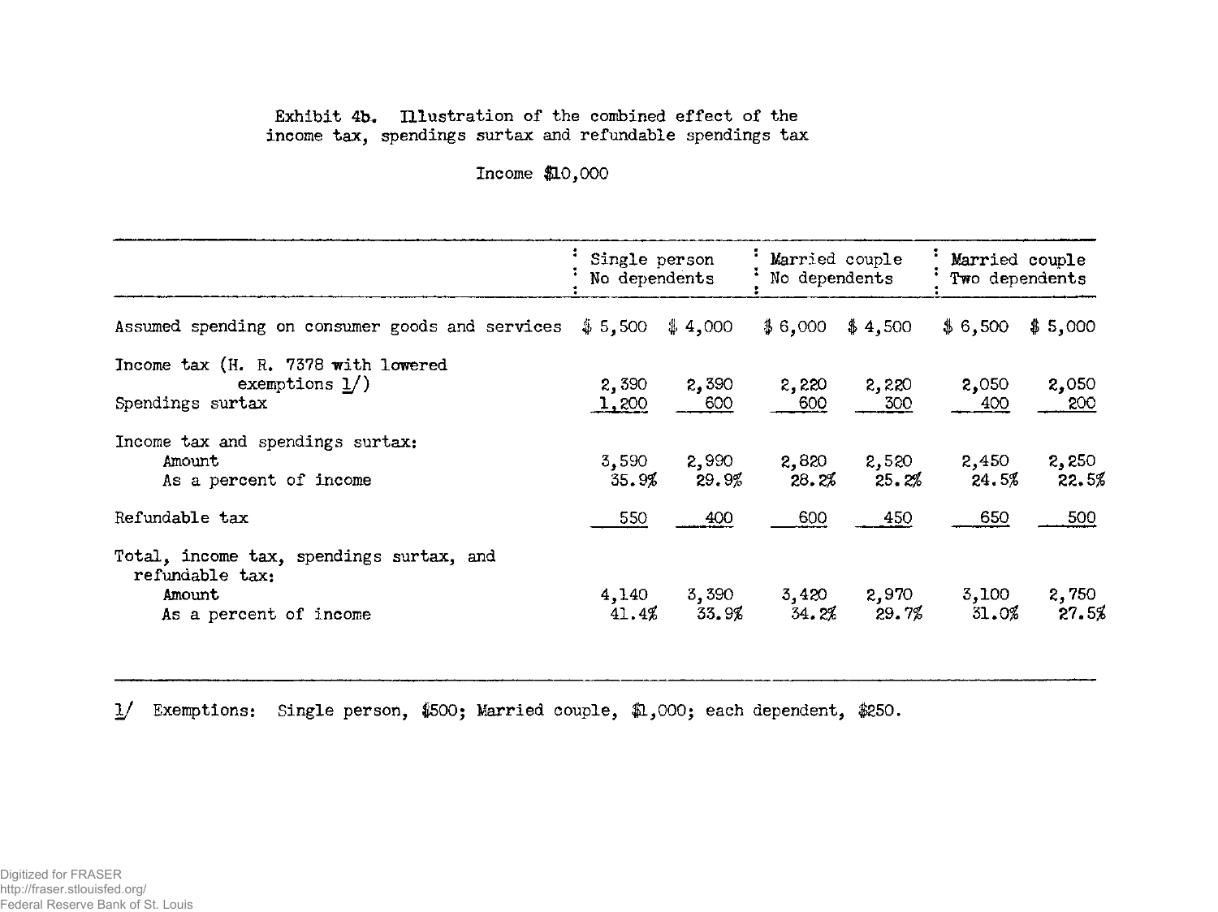Exhibit 4b. Illustration of the combined effect of the income tax, spendings surtax and refundable spendings tax

Income $10,000

| | Single person No dependents | | Married couple No dependents | | Married couple Two dependents | |
|---|---|---|---|---|---|---|
| Assumed spending on consumer goods and services | $ 5,500 | $ 4,000 | $ 6,000 | $ 4,500 | $ 6,500 | $ 5,000 |
| Income tax (H. R. 7378 with lowered exemptions 1/) | 2,390 | 2,390 | 2,220 | 2,220 | 2,050 | 2,050 |
| Spendings surtax | 1,200 | 600 | 600 | 300 | 400 | 200 |
| Income tax and spendings surtax: | | | | | | |
| Amount | 3,590 | 2,990 | 2,820 | 2,520 | 2,450 | 2,250 |
| As a percent of income | 35.9% | 29.9% | 28.2% | 25.2% | 24.5% | 22.5% |
| Refundable tax | 550 | 400 | 600 | 450 | 650 | 500 |
| Total, income tax, spendings surtax, and refundable tax: | | | | | | |
| Amount | 4,140 | 3,390 | 3,420 | 2,970 | 3,100 | 2,750 |
| As a percent of income | 41.4% | 33.9% | 34.2% | 29.7% | 31.0% | 27.5% |

1/ Exemptions: Single person, $500; Married couple, $1,000; each dependent, $250.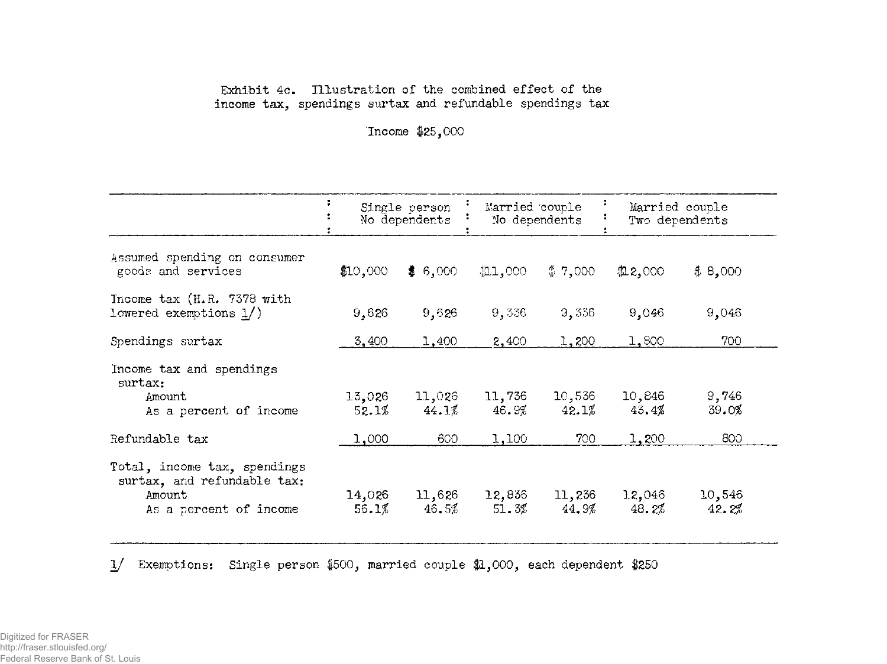Exhibit 4c. Illustration of the combined effect of the income tax, spendings surtax and refundable spendings tax

Income $25,000

| | Single person No dependents | | Married couple No dependents | | Married couple Two dependents | |
|---|---|---|---|---|---|---|
| Assumed spending on consumer goods and services | $10,000 | $ 6,000 | $11,000 | $ 7,000 | $12,000 | $ 8,000 |
| Income tax (H.R. 7378 with lowered exemptions 1/) | 9,626 | 9,626 | 9,336 | 9,336 | 9,046 | 9,046 |
| Spendings surtax | 3,400 | 1,400 | 2,400 | 1,200 | 1,800 | 700 |
| Income tax and spendings surtax: | | | | | | |
| Amount | 13,026 | 11,026 | 11,736 | 10,536 | 10,846 | 9,746 |
| As a percent of income | 52.1% | 44.1% | 46.9% | 42.1% | 43.4% | 39.0% |
| Refundable tax | 1,000 | 600 | 1,100 | 700 | 1,200 | 800 |
| Total, income tax, spendings surtax, and refundable tax: | | | | | | |
| Amount | 14,026 | 11,626 | 12,836 | 11,236 | 12,046 | 10,546 |
| As a percent of income | 56.1% | 46.5% | 51.3% | 44.9% | 48.2% | 42.2% |

1/ Exemptions: Single person $500, married couple $1,000, each dependent $250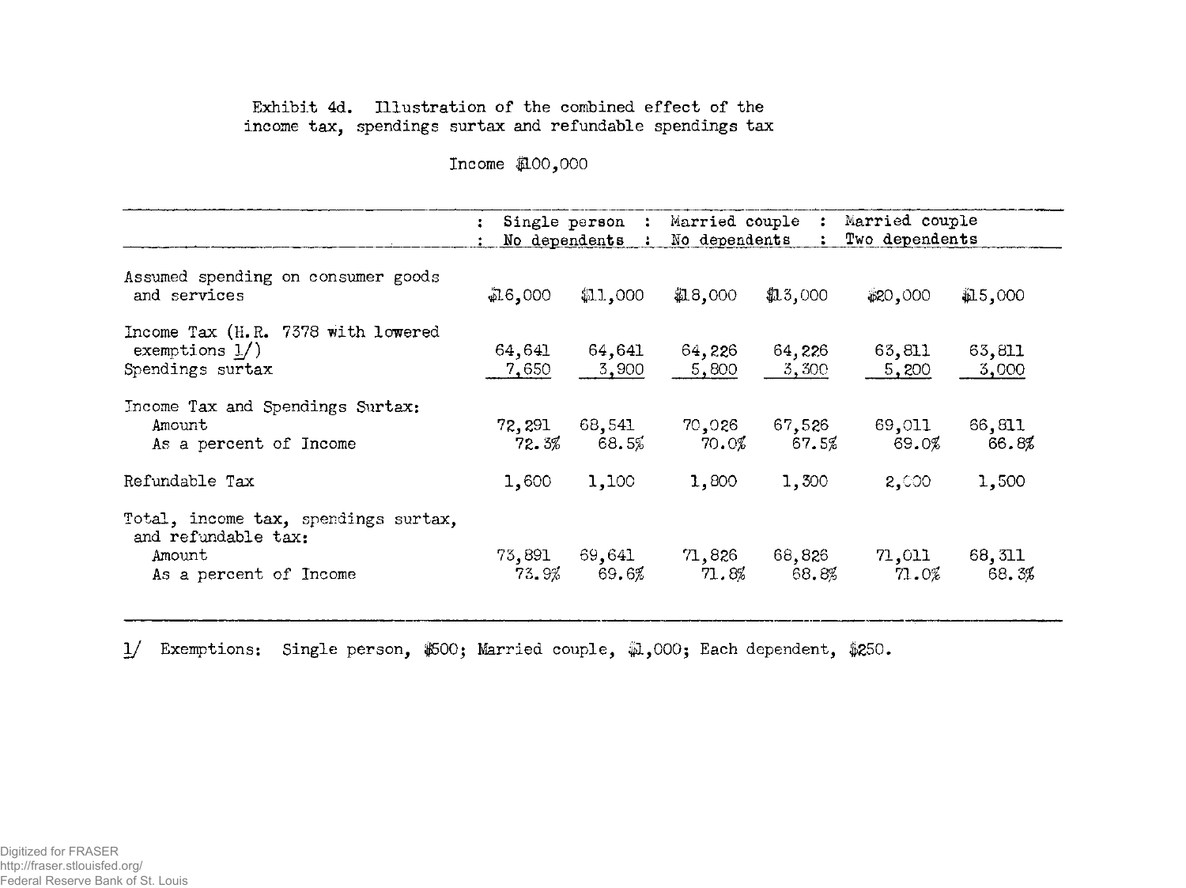Exhibit 4d. Illustration of the combined effect of the income tax, spendings surtax and refundable spendings tax

Income $100,000

| | Single person No dependents | | Married couple No dependents | | Married couple Two dependents | |
|---|---|---|---|---|---|---|
| Assumed spending on consumer goods and services | $16,000 | $11,000 | $18,000 | $13,000 | $20,000 | $15,000 |
| Income Tax (H.R. 7378 with lowered exemptions 1/) | 64,641 | 64,641 | 64,226 | 64,226 | 63,811 | 63,811 |
| Spendings surtax | 7,650 | 3,900 | 5,800 | 3,300 | 5,200 | 3,000 |
| Income Tax and Spendings Surtax: | | | | | | |
| Amount | 72,291 | 68,541 | 70,026 | 67,526 | 69,011 | 66,811 |
| As a percent of Income | 72.3% | 68.5% | 70.0% | 67.5% | 69.0% | 66.8% |
| Refundable Tax | 1,600 | 1,100 | 1,800 | 1,300 | 2,000 | 1,500 |
| Total, income tax, spendings surtax, and refundable tax: | | | | | | |
| Amount | 73,891 | 69,641 | 71,826 | 68,826 | 71,011 | 68,311 |
| As a percent of Income | 73.9% | 69.6% | 71.8% | 68.8% | 71.0% | 68.3% |

1/ Exemptions: Single person, $500; Married couple, $1,000; Each dependent, $250.